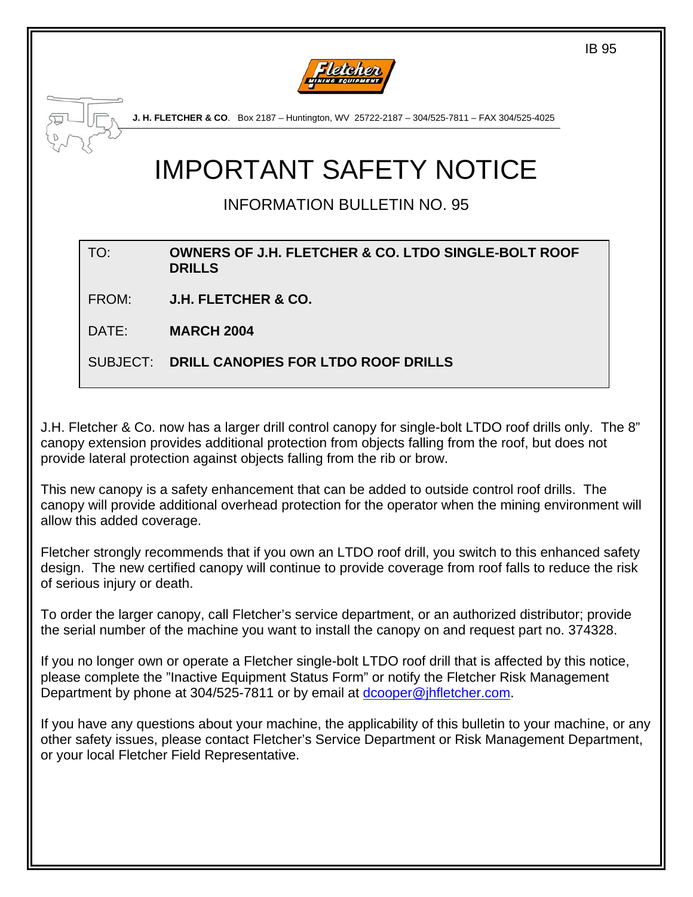IB 95

**J. H. FLETCHER & CO**. Box 2187 – Huntington, WV 25722-2187 – 304/525-7811 – FAX 304/525-4025

# IMPORTANT SAFETY NOTICE

## INFORMATION BULLETIN NO. 95

| | |
|---|---|
| TO: | **OWNERS OF J.H. FLETCHER & CO. LTDO SINGLE-BOLT ROOF DRILLS** |
| FROM: | **J.H. FLETCHER & CO.** |
| DATE: | **MARCH 2004** |
| SUBJECT: | **DRILL CANOPIES FOR LTDO ROOF DRILLS** |

J.H. Fletcher & Co. now has a larger drill control canopy for single-bolt LTDO roof drills only. The 8" canopy extension provides additional protection from objects falling from the roof, but does not provide lateral protection against objects falling from the rib or brow.

This new canopy is a safety enhancement that can be added to outside control roof drills. The canopy will provide additional overhead protection for the operator when the mining environment will allow this added coverage.

Fletcher strongly recommends that if you own an LTDO roof drill, you switch to this enhanced safety design. The new certified canopy will continue to provide coverage from roof falls to reduce the risk of serious injury or death.

To order the larger canopy, call Fletcher's service department, or an authorized distributor; provide the serial number of the machine you want to install the canopy on and request part no. 374328.

If you no longer own or operate a Fletcher single-bolt LTDO roof drill that is affected by this notice, please complete the "Inactive Equipment Status Form" or notify the Fletcher Risk Management Department by phone at 304/525-7811 or by email at dcooper@jhfletcher.com.

If you have any questions about your machine, the applicability of this bulletin to your machine, or any other safety issues, please contact Fletcher's Service Department or Risk Management Department, or your local Fletcher Field Representative.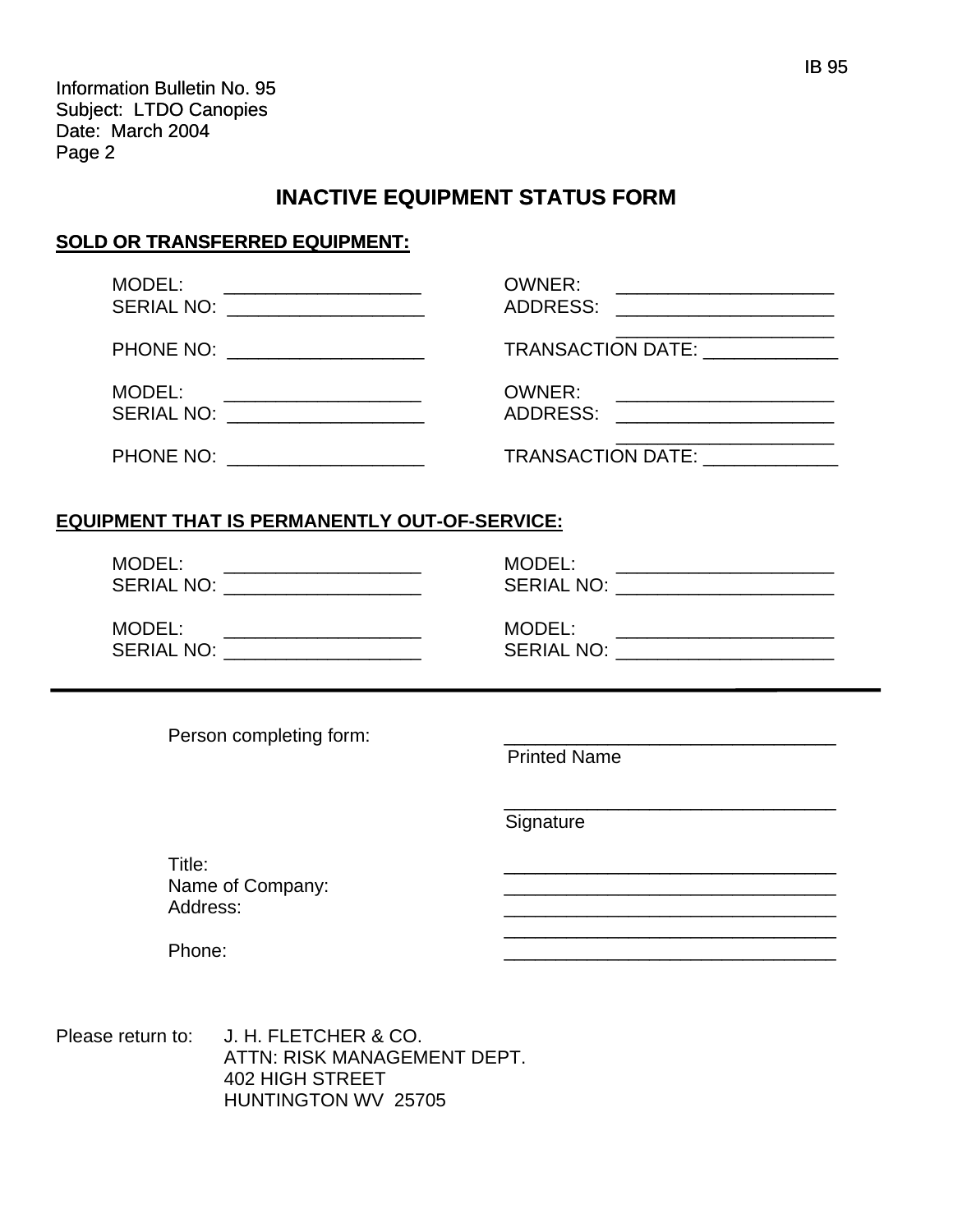Information Bulletin No. 95
Subject: LTDO Canopies
Date: March 2004
Page 2

# INACTIVE EQUIPMENT STATUS FORM

**SOLD OR TRANSFERRED EQUIPMENT:**

MODEL: ___________________ OWNER: _____________________
SERIAL NO: ___________________ ADDRESS: _____________________
_____________________
PHONE NO: ___________________ TRANSACTION DATE: _____________

MODEL: ___________________ OWNER: _____________________
SERIAL NO: ___________________ ADDRESS: _____________________
_____________________
PHONE NO: ___________________ TRANSACTION DATE: _____________

**EQUIPMENT THAT IS PERMANENTLY OUT-OF-SERVICE:**

MODEL: ___________________ MODEL: _____________________
SERIAL NO: ___________________ SERIAL NO: _____________________

MODEL: ___________________ MODEL: _____________________
SERIAL NO: ___________________ SERIAL NO: _____________________

---

Person completing form: ________________________________
Printed Name

________________________________
Signature

Title: ________________________________
Name of Company: ________________________________
Address: ________________________________
________________________________
Phone: ________________________________

Please return to: J. H. FLETCHER & CO.
ATTN: RISK MANAGEMENT DEPT.
402 HIGH STREET
HUNTINGTON WV 25705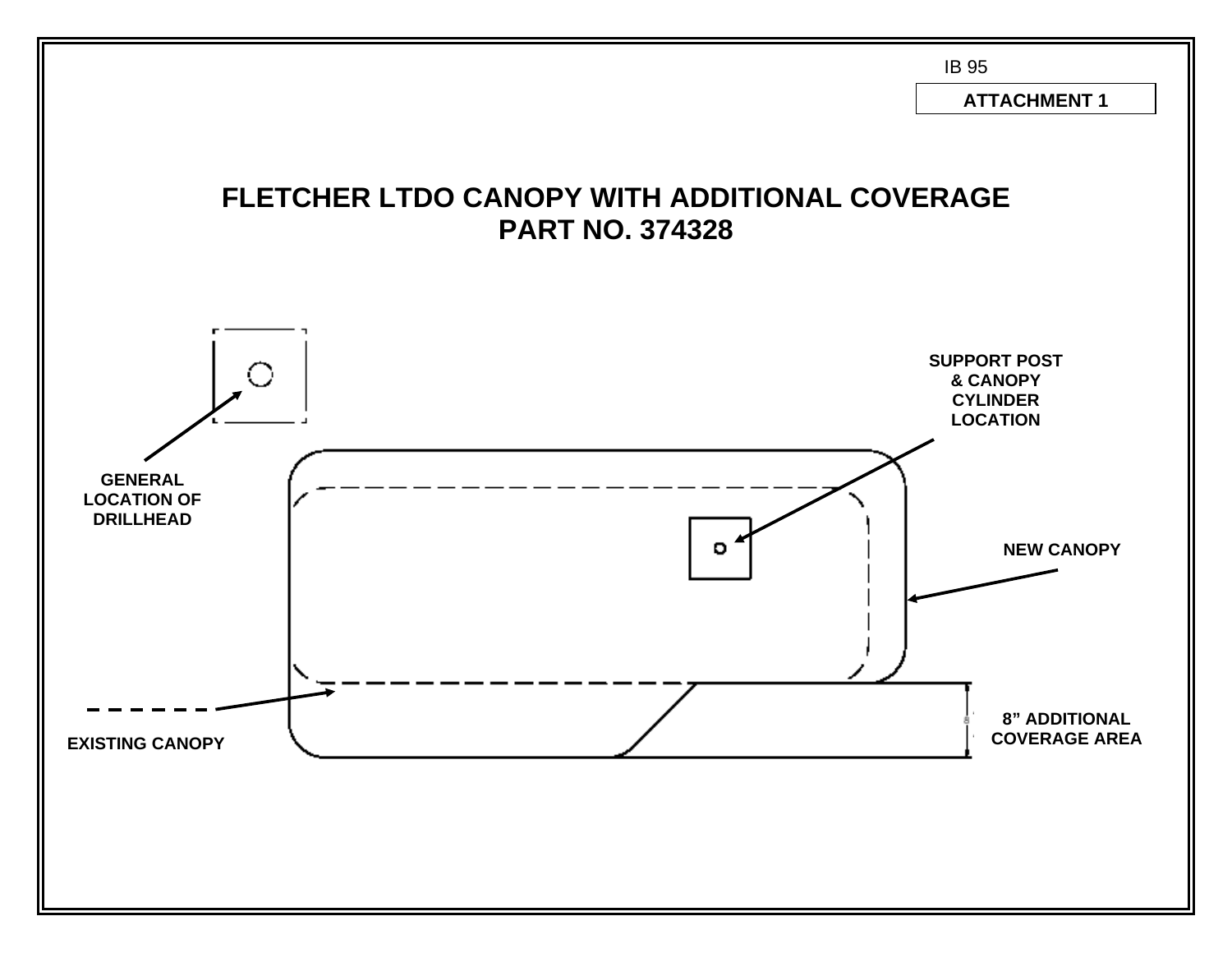IB 95

**ATTACHMENT 1**

# FLETCHER LTDO CANOPY WITH ADDITIONAL COVERAGE
# PART NO. 374328

GENERAL LOCATION OF DRILLHEAD

SUPPORT POST & CANOPY CYLINDER LOCATION

NEW CANOPY

EXISTING CANOPY

8" ADDITIONAL COVERAGE AREA